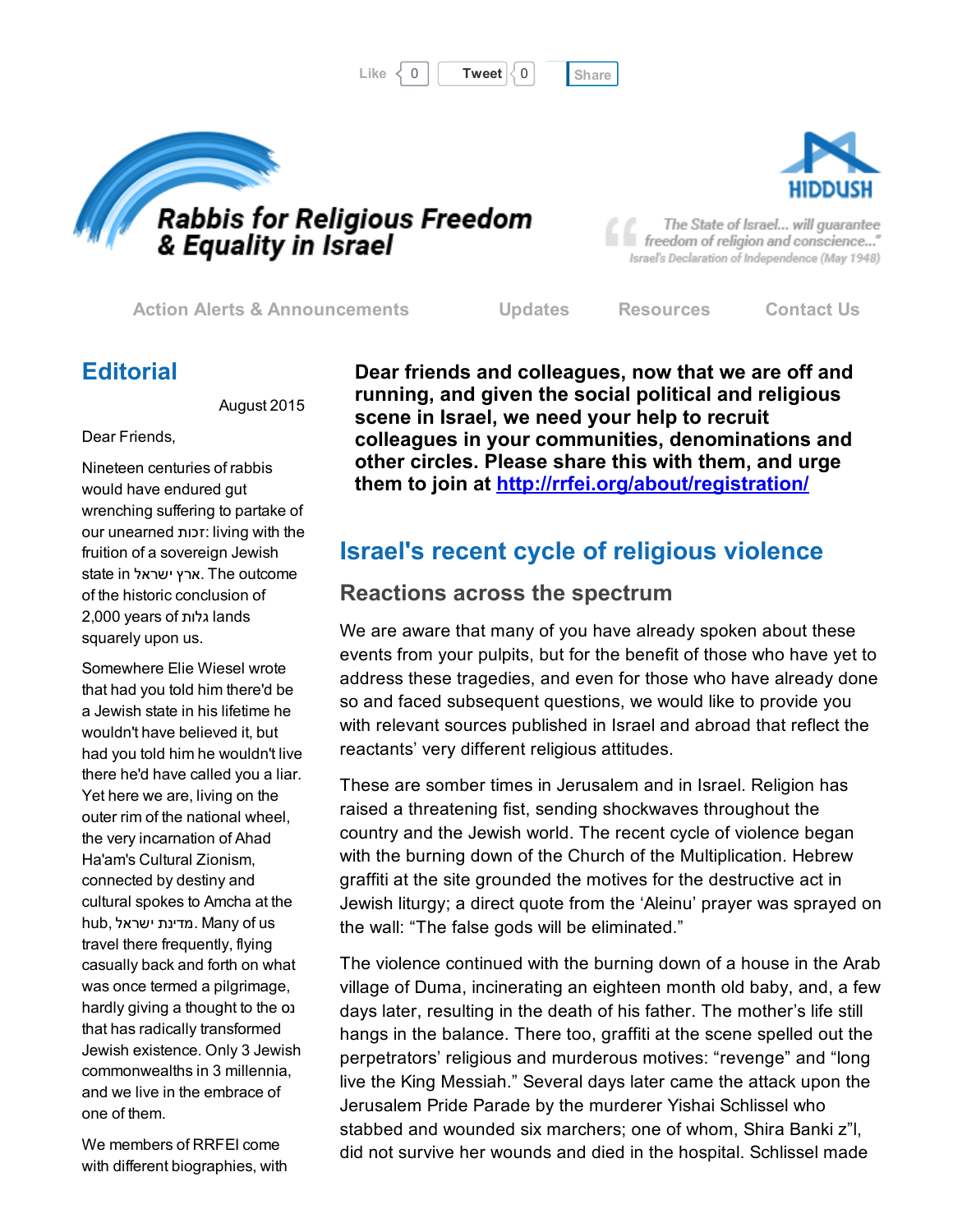Like 0 Tweet 0 Share

# Rabbis for Religious Freedom & Equality in Israel

HIDDUSH

"The State of Israel... will guarantee freedom of religion and conscience..."
Israel's Declaration of Independence (May 1948)

Action Alerts & Announcements | Updates | Resources | Contact Us

**Dear friends and colleagues, now that we are off and running, and given the social political and religious scene in Israel, we need your help to recruit colleagues in your communities, denominations and other circles. Please share this with them, and urge them to join at [http://rrfei.org/about/registration/](http://rrfei.org/about/registration/)**

## Editorial

August 2015

Dear Friends,

Nineteen centuries of rabbis would have endured gut wrenching suffering to partake of our unearned זכות: living with the fruition of a sovereign Jewish state in ארץ ישראל. The outcome of the historic conclusion of 2,000 years of גלות lands squarely upon us.

Somewhere Elie Wiesel wrote that had you told him there'd be a Jewish state in his lifetime he wouldn't have believed it, but had you told him he wouldn't live there he'd have called you a liar. Yet here we are, living on the outer rim of the national wheel, the very incarnation of Ahad Ha'am's Cultural Zionism, connected by destiny and cultural spokes to Amcha at the hub, מדינת ישראל. Many of us travel there frequently, flying casually back and forth on what was once termed a pilgrimage, hardly giving a thought to the נס that has radically transformed Jewish existence. Only 3 Jewish commonwealths in 3 millennia, and we live in the embrace of one of them.

We members of RRFEI come with different biographies, with

## Israel's recent cycle of religious violence

### Reactions across the spectrum

We are aware that many of you have already spoken about these events from your pulpits, but for the benefit of those who have yet to address these tragedies, and even for those who have already done so and faced subsequent questions, we would like to provide you with relevant sources published in Israel and abroad that reflect the reactants' very different religious attitudes.

These are somber times in Jerusalem and in Israel. Religion has raised a threatening fist, sending shockwaves throughout the country and the Jewish world. The recent cycle of violence began with the burning down of the Church of the Multiplication. Hebrew graffiti at the site grounded the motives for the destructive act in Jewish liturgy; a direct quote from the 'Aleinu' prayer was sprayed on the wall: "The false gods will be eliminated."

The violence continued with the burning down of a house in the Arab village of Duma, incinerating an eighteen month old baby, and, a few days later, resulting in the death of his father. The mother's life still hangs in the balance. There too, graffiti at the scene spelled out the perpetrators' religious and murderous motives: "revenge" and "long live the King Messiah." Several days later came the attack upon the Jerusalem Pride Parade by the murderer Yishai Schlissel who stabbed and wounded six marchers; one of whom, Shira Banki z"l, did not survive her wounds and died in the hospital. Schlissel made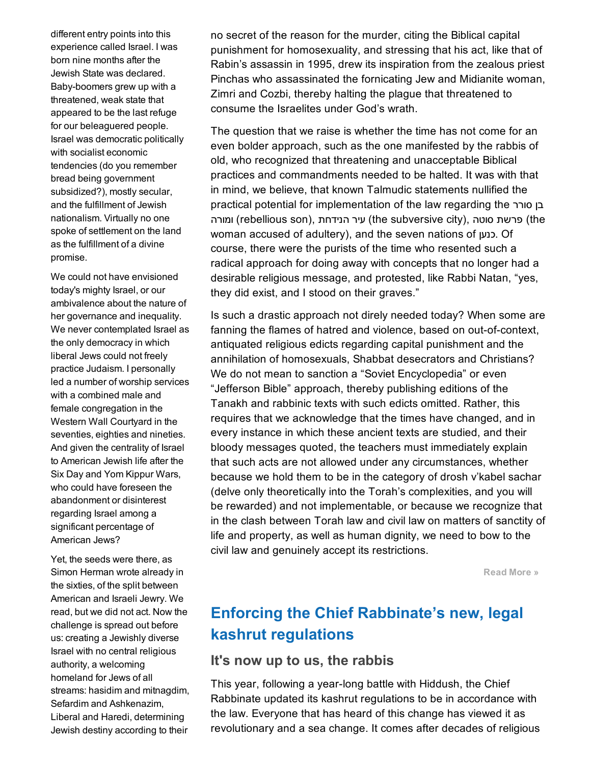different entry points into this experience called Israel. I was born nine months after the Jewish State was declared. Baby-boomers grew up with a threatened, weak state that appeared to be the last refuge for our beleaguered people. Israel was democratic politically with socialist economic tendencies (do you remember bread being government subsidized?), mostly secular, and the fulfillment of Jewish nationalism. Virtually no one spoke of settlement on the land as the fulfillment of a divine promise.

We could not have envisioned today's mighty Israel, or our ambivalence about the nature of her governance and inequality. We never contemplated Israel as the only democracy in which liberal Jews could not freely practice Judaism. I personally led a number of worship services with a combined male and female congregation in the Western Wall Courtyard in the seventies, eighties and nineties. And given the centrality of Israel to American Jewish life after the Six Day and Yom Kippur Wars, who could have foreseen the abandonment or disinterest regarding Israel among a significant percentage of American Jews?

Yet, the seeds were there, as Simon Herman wrote already in the sixties, of the split between American and Israeli Jewry. We read, but we did not act. Now the challenge is spread out before us: creating a Jewishly diverse Israel with no central religious authority, a welcoming homeland for Jews of all streams: hasidim and mitnagdim, Sefardim and Ashkenazim, Liberal and Haredi, determining Jewish destiny according to their

no secret of the reason for the murder, citing the Biblical capital punishment for homosexuality, and stressing that his act, like that of Rabin's assassin in 1995, drew its inspiration from the zealous priest Pinchas who assassinated the fornicating Jew and Midianite woman, Zimri and Cozbi, thereby halting the plague that threatened to consume the Israelites under God's wrath.

The question that we raise is whether the time has not come for an even bolder approach, such as the one manifested by the rabbis of old, who recognized that threatening and unacceptable Biblical practices and commandments needed to be halted. It was with that in mind, we believe, that known Talmudic statements nullified the practical potential for implementation of the law regarding the בן סורר ומורה (rebellious son), עיר הנידחת (the subversive city), פרשת סוטה (the woman accused of adultery), and the seven nations of כנען. Of course, there were the purists of the time who resented such a radical approach for doing away with concepts that no longer had a desirable religious message, and protested, like Rabbi Natan, "yes, they did exist, and I stood on their graves."

Is such a drastic approach not direly needed today? When some are fanning the flames of hatred and violence, based on out-of-context, antiquated religious edicts regarding capital punishment and the annihilation of homosexuals, Shabbat desecrators and Christians? We do not mean to sanction a "Soviet Encyclopedia" or even "Jefferson Bible" approach, thereby publishing editions of the Tanakh and rabbinic texts with such edicts omitted. Rather, this requires that we acknowledge that the times have changed, and in every instance in which these ancient texts are studied, and their bloody messages quoted, the teachers must immediately explain that such acts are not allowed under any circumstances, whether because we hold them to be in the category of drosh v'kabel sachar (delve only theoretically into the Torah's complexities, and you will be rewarded) and not implementable, or because we recognize that in the clash between Torah law and civil law on matters of sanctity of life and property, as well as human dignity, we need to bow to the civil law and genuinely accept its restrictions.

Read More »

## Enforcing the Chief Rabbinate's new, legal kashrut regulations

### It's now up to us, the rabbis

This year, following a year-long battle with Hiddush, the Chief Rabbinate updated its kashrut regulations to be in accordance with the law. Everyone that has heard of this change has viewed it as revolutionary and a sea change. It comes after decades of religious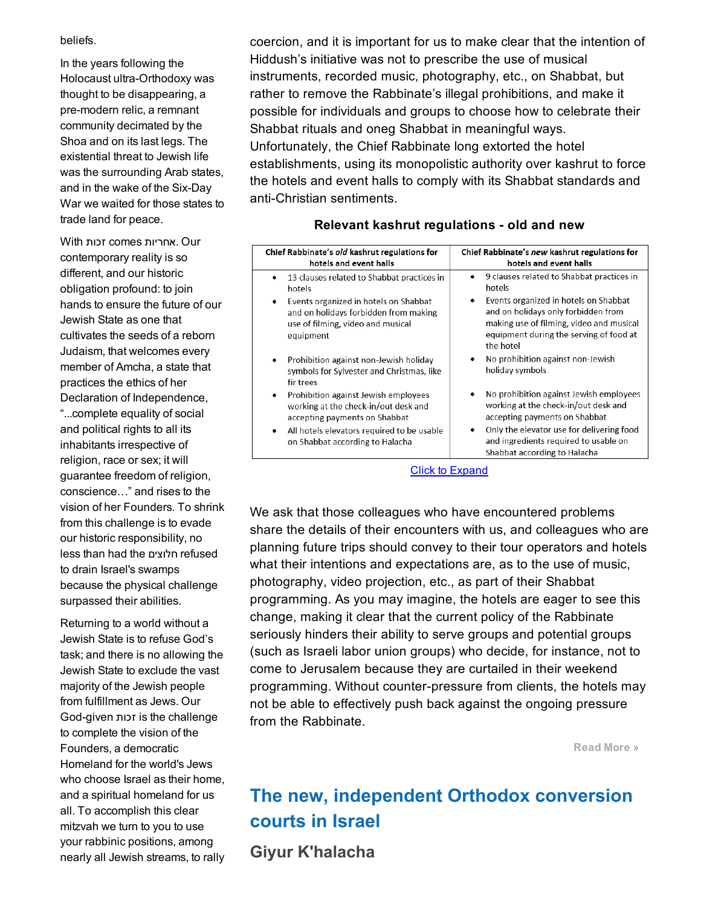beliefs.

In the years following the Holocaust ultra-Orthodoxy was thought to be disappearing, a pre-modern relic, a remnant community decimated by the Shoa and on its last legs. The existential threat to Jewish life was the surrounding Arab states, and in the wake of the Six-Day War we waited for those states to trade land for peace.

With זכות comes אחריות. Our contemporary reality is so different, and our historic obligation profound: to join hands to ensure the future of our Jewish State as one that cultivates the seeds of a reborn Judaism, that welcomes every member of Amcha, a state that practices the ethics of her Declaration of Independence, "...complete equality of social and political rights to all its inhabitants irrespective of religion, race or sex; it will guarantee freedom of religion, conscience…" and rises to the vision of her Founders. To shrink from this challenge is to evade our historic responsibility, no less than had the חלוצים refused to drain Israel's swamps because the physical challenge surpassed their abilities.

Returning to a world without a Jewish State is to refuse God's task; and there is no allowing the Jewish State to exclude the vast majority of the Jewish people from fulfillment as Jews. Our God-given זכות is the challenge to complete the vision of the Founders, a democratic Homeland for the world's Jews who choose Israel as their home, and a spiritual homeland for us all. To accomplish this clear mitzvah we turn to you to use your rabbinic positions, among nearly all Jewish streams, to rally

coercion, and it is important for us to make clear that the intention of Hiddush's initiative was not to prescribe the use of musical instruments, recorded music, photography, etc., on Shabbat, but rather to remove the Rabbinate's illegal prohibitions, and make it possible for individuals and groups to choose how to celebrate their Shabbat rituals and oneg Shabbat in meaningful ways. Unfortunately, the Chief Rabbinate long extorted the hotel establishments, using its monopolistic authority over kashrut to force the hotels and event halls to comply with its Shabbat standards and anti-Christian sentiments.

**Relevant kashrut regulations - old and new**

| Chief Rabbinate's *old* kashrut regulations for hotels and event halls | Chief Rabbinate's *new* kashrut regulations for hotels and event halls |
|---|---|
| • 13 clauses related to Shabbat practices in hotels | • 9 clauses related to Shabbat practices in hotels |
| • Events organized in hotels on Shabbat and on holidays forbidden from making use of filming, video and musical equipment | • Events organized in hotels on Shabbat and on holidays only forbidden from making use of filming, video and musical equipment during the serving of food at the hotel |
| • Prohibition against non-Jewish holiday symbols for Sylvester and Christmas, like fir trees | • No prohibition against non-Jewish holiday symbols |
| • Prohibition against Jewish employees working at the check-in/out desk and accepting payments on Shabbat | • No prohibition against Jewish employees working at the check-in/out desk and accepting payments on Shabbat |
| • All hotels elevators required to be usable on Shabbat according to Halacha | • Only the elevator use for delivering food and ingredients required to usable on Shabbat according to Halacha |

Click to Expand

We ask that those colleagues who have encountered problems share the details of their encounters with us, and colleagues who are planning future trips should convey to their tour operators and hotels what their intentions and expectations are, as to the use of music, photography, video projection, etc., as part of their Shabbat programming. As you may imagine, the hotels are eager to see this change, making it clear that the current policy of the Rabbinate seriously hinders their ability to serve groups and potential groups (such as Israeli labor union groups) who decide, for instance, not to come to Jerusalem because they are curtailed in their weekend programming. Without counter-pressure from clients, the hotels may not be able to effectively push back against the ongoing pressure from the Rabbinate.

Read More »

## The new, independent Orthodox conversion courts in Israel

### Giyur K'halacha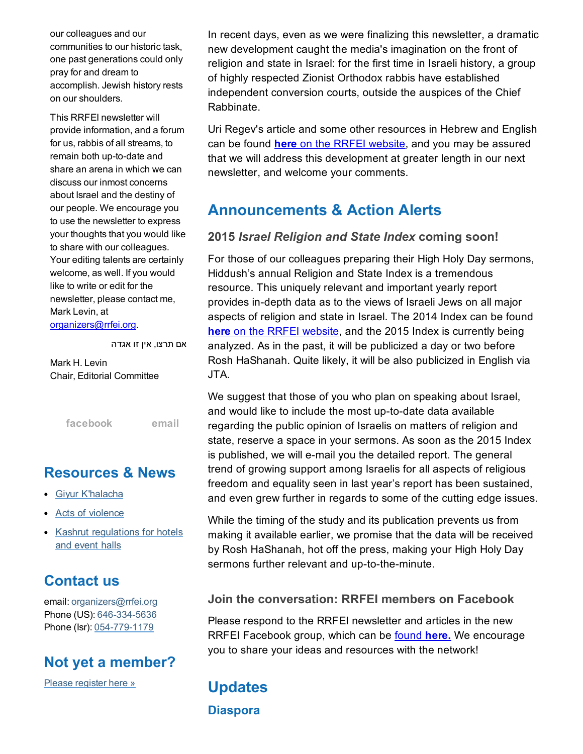our colleagues and our communities to our historic task, one past generations could only pray for and dream to accomplish. Jewish history rests on our shoulders.

This RRFEI newsletter will provide information, and a forum for us, rabbis of all streams, to remain both up-to-date and share an arena in which we can discuss our inmost concerns about Israel and the destiny of our people. We encourage you to use the newsletter to express your thoughts that you would like to share with our colleagues. Your editing talents are certainly welcome, as well. If you would like to write or edit for the newsletter, please contact me, Mark Levin, at organizers@rrfei.org.

אם תרצו, אין זו אגדה

Mark H. Levin
Chair, Editorial Committee

facebook email

## Resources & News

- Giyur K'halacha
- Acts of violence
- Kashrut regulations for hotels and event halls

## Contact us

email: organizers@rrfei.org
Phone (US): 646-334-5636
Phone (Isr): 054-779-1179

## Not yet a member?

Please register here »

In recent days, even as we were finalizing this newsletter, a dramatic new development caught the media's imagination on the front of religion and state in Israel: for the first time in Israeli history, a group of highly respected Zionist Orthodox rabbis have established independent conversion courts, outside the auspices of the Chief Rabbinate.

Uri Regev's article and some other resources in Hebrew and English can be found **here** on the RRFEI website, and you may be assured that we will address this development at greater length in our next newsletter, and welcome your comments.

## Announcements & Action Alerts

### 2015 *Israel Religion and State Index* coming soon!

For those of our colleagues preparing their High Holy Day sermons, Hiddush's annual Religion and State Index is a tremendous resource. This uniquely relevant and important yearly report provides in-depth data as to the views of Israeli Jews on all major aspects of religion and state in Israel. The 2014 Index can be found **here** on the RRFEI website, and the 2015 Index is currently being analyzed. As in the past, it will be publicized a day or two before Rosh HaShanah. Quite likely, it will be also publicized in English via JTA.

We suggest that those of you who plan on speaking about Israel, and would like to include the most up-to-date data available regarding the public opinion of Israelis on matters of religion and state, reserve a space in your sermons. As soon as the 2015 Index is published, we will e-mail you the detailed report. The general trend of growing support among Israelis for all aspects of religious freedom and equality seen in last year's report has been sustained, and even grew further in regards to some of the cutting edge issues.

While the timing of the study and its publication prevents us from making it available earlier, we promise that the data will be received by Rosh HaShanah, hot off the press, making your High Holy Day sermons further relevant and up-to-the-minute.

### Join the conversation: RRFEI members on Facebook

Please respond to the RRFEI newsletter and articles in the new RRFEI Facebook group, which can be found **here.** We encourage you to share your ideas and resources with the network!

## Updates

### Diaspora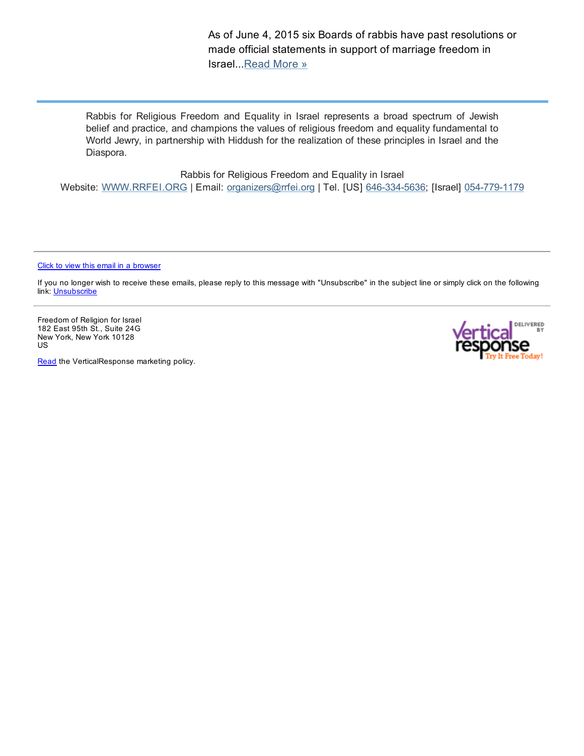As of June 4, 2015 six Boards of rabbis have past resolutions or made official statements in support of marriage freedom in Israel...Read More »

---

Rabbis for Religious Freedom and Equality in Israel represents a broad spectrum of Jewish belief and practice, and champions the values of religious freedom and equality fundamental to World Jewry, in partnership with Hiddush for the realization of these principles in Israel and the Diaspora.

Rabbis for Religious Freedom and Equality in Israel
Website: WWW.RRFEI.ORG | Email: organizers@rrfei.org | Tel. [US] 646-334-5636; [Israel] 054-779-1179

---

Click to view this email in a browser

If you no longer wish to receive these emails, please reply to this message with "Unsubscribe" in the subject line or simply click on the following link: Unsubscribe

---

Freedom of Religion for Israel
182 East 95th St., Suite 24G
New York, New York 10128
US

Read the VerticalResponse marketing policy.

Vertical response DELIVERED BY Try It Free Today!